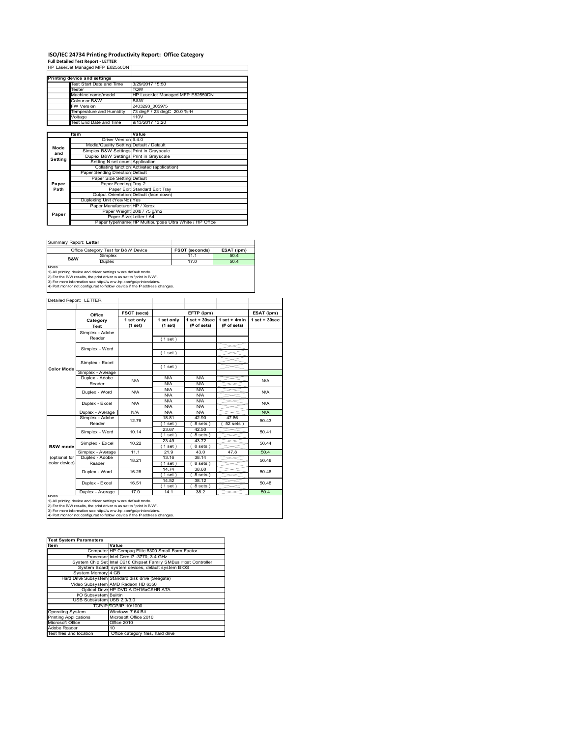# ISO/IEC 24734 Printing Productivity Report: Office Category

**Full Detailed Test Report - LETTER**

HP LaserJet Managed MFP E82550DN

| Printing device and settings | |
|---|---|
| Test Start Date and Time | 3/29/2017 15:50 |
| Tester | TQW |
| Machine name/model | HP LaserJet Managed MFP E82550DN |
| Colour or B&W | B&W |
| FW Version | 2403293_005975 |
| Temperature and Humidity | 73 degF / 23 degC 20.0 %rH |
| Voltage | 110V |
| Test End Date and Time | 9/13/2017 13:20 |

| | Item | Value |
|---|---|---|
| Mode and Setting | Driver Version | 6.4.0 |
| | Media/Quality Setting | Default / Default |
| | Simplex B&W Settings | Print in Grayscale |
| | Duplex B&W Settings | Print in Grayscale |
| | Setting N set count | Application |
| | Collating function | Activated (application) |
| Paper Path | Paper Sending Direction | Default |
| | Paper Size Setting | Default |
| | Paper Feeding | Tray 2 |
| | Paper Exit | Standard Exit Tray |
| | Output Orientation | Default (face down) |
| | Duplexing Unit (Yes/No) | Yes |
| Paper | Paper Manufacturer | HP / Xerox |
| | Paper Weight | 20lb / 75 g/m2 |
| | Paper Size | Letter / A4 |
| | Paper type/name | HP Multipurpose Ultra White / HP Office |

Summary Report: **Letter**

| Office Category Test for B&W Device | | FSOT (seconds) | ESAT (ipm) |
|---|---|---|---|
| B&W | Simplex | 11.1 | 50.4 |
| | Duplex | 17.0 | 50.4 |

Notes
1) All printing device and driver settings were default mode.
2) For the B/W results, the print driver was set to "print in B/W".
3) For more information see http://www.hp.com/go/printerclaims.
4) Port monitor not configured to follow device if the IP address changes.

Detailed Report: LETTER

| | Office Category Test | FSOT (secs) 1 set only (1 set) | EFTP (ipm) 1 set only (1 set) | EFTP (ipm) 1 set + 30sec (# of sets) | EFTP (ipm) 1 set + 4min (# of sets) | ESAT (ipm) 1 set + 30sec |
|---|---|---|---|---|---|---|
| Color Mode | Simplex - Adobe Reader | | ( 1 set ) | | | |
| | Simplex - Word | | ( 1 set ) | | | |
| | Simplex - Excel | | ( 1 set ) | | | |
| | Simplex - Average | | | | | |
| | Duplex - Adobe Reader | N/A | N/A<br>N/A | N/A<br>N/A | | N/A |
| | Duplex - Word | N/A | N/A<br>N/A | N/A<br>N/A | | N/A |
| | Duplex - Excel | N/A | N/A<br>N/A | N/A<br>N/A | | N/A |
| | Duplex - Average | N/A | N/A | N/A | | N/A |
| B&W mode (optional for color device) | Simplex - Adobe Reader | 12.76 | 18.81<br>( 1 set ) | 42.90<br>( 8 sets ) | 47.86<br>( 52 sets ) | 50.43 |
| | Simplex - Word | 10.14 | 23.67<br>( 1 set ) | 42.50<br>( 8 sets ) | | 50.41 |
| | Simplex - Excel | 10.22 | 23.49<br>( 1 set ) | 43.72<br>( 8 sets ) | | 50.44 |
| | Simplex - Average | 11.1 | 21.9 | 43.0 | 47.8 | 50.4 |
| | Duplex - Adobe Reader | 18.21 | 13.16<br>( 1 set ) | 38.14<br>( 8 sets ) | | 50.48 |
| | Duplex - Word | 16.28 | 14.74<br>( 1 set ) | 38.60<br>( 8 sets ) | | 50.46 |
| | Duplex - Excel | 16.51 | 14.52<br>( 1 set ) | 38.12<br>( 8 sets ) | | 50.48 |
| | Duplex - Average | 17.0 | 14.1 | 38.2 | | 50.4 |

Notes
1) All printing device and driver settings were default mode.
2) For the B/W results, the print driver was set to "print in B/W".
3) For more information see http://www.hp.com/go/printerclaims.
4) Port monitor not configured to follow device if the IP address changes.

| Test System Parameters | |
|---|---|
| **Item** | **Value** |
| Computer | HP Compaq Elite 8300 Small Form Factor |
| Processor | Intel Core i7 -3770, 3.4 GHz |
| System Chip Set | Intel C216 Chipset Family SMBus Host Controller |
| System Board | system devices, default system BIOS |
| System Memory | 4 GB |
| Hard Drive Subsystem | Standard disk drive (Seagate) |
| Video Subsystem | AMD Radeon HD 6350 |
| Optical Drive | HP DVD A DH16aCSHR ATA |
| I/O Subsystem | Builtin |
| USB Subsystem | USB 2.0/3.0 |
| TCP/IP | TCP/IP 10/1000 |
| Operating System | Windows 7 64 Bit |
| Printing Applications | Microsoft Office 2010 |
| Microsoft Office | Office 2010 |
| Adobe Reader | 10 |
| Test files and location | Office category files, hard drive |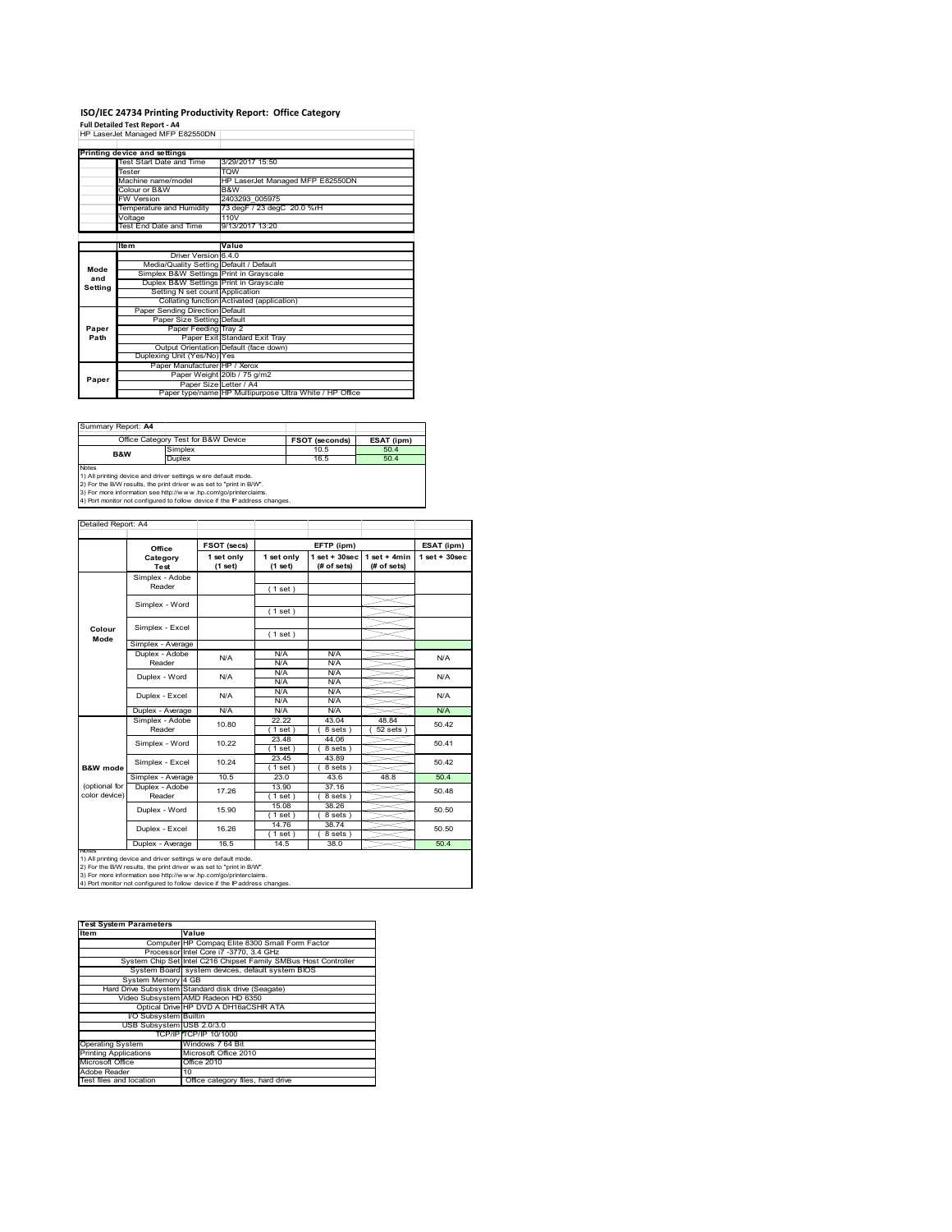# ISO/IEC 24734 Printing Productivity Report: Office Category

**Full Detailed Test Report - A4**

HP LaserJet Managed MFP E82550DN

| Printing device and settings | |
|---|---|
| Test Start Date and Time | 3/29/2017 15:50 |
| Tester | TQW |
| Machine name/model | HP LaserJet Managed MFP E82550DN |
| Colour or B&W | B&W |
| FW Version | 2403293_005975 |
| Temperature and Humidity | 73 degF / 23 degC 20.0 %rH |
| Voltage | 110V |
| Test End Date and Time | 9/13/2017 13:20 |

| | Item | Value |
|---|---|---|
| Mode and Setting | Driver Version | 6.4.0 |
| | Media/Quality Setting | Default / Default |
| | Simplex B&W Settings | Print in Grayscale |
| | Duplex B&W Settings | Print in Grayscale |
| | Setting N set count | Application |
| | Collating function | Activated (application) |
| Paper Path | Paper Sending Direction | Default |
| | Paper Size Setting | Default |
| | Paper Feeding | Tray 2 |
| | Paper Exit | Standard Exit Tray |
| | Output Orientation | Default (face down) |
| | Duplexing Unit (Yes/No) | Yes |
| Paper | Paper Manufacturer | HP / Xerox |
| | Paper Weight | 20lb / 75 g/m2 |
| | Paper Size | Letter / A4 |
| | Paper type/name | HP Multipurpose Ultra White / HP Office |

Summary Report: **A4**

| Office Category Test for B&W Device | | FSOT (seconds) | ESAT (ipm) |
|---|---|---|---|
| B&W | Simplex | 10.5 | 50.4 |
| | Duplex | 16.5 | 50.4 |

Notes
1) All printing device and driver settings were default mode.
2) For the B/W results, the print driver was set to "print in B/W".
3) For more information see http://www.hp.com/go/printerclaims.
4) Port monitor not configured to follow device if the IP address changes.

Detailed Report: A4

| | Office Category Test | FSOT (secs) 1 set only (1 set) | EFTP (ipm) 1 set only (1 set) | EFTP (ipm) 1 set + 30sec (# of sets) | EFTP (ipm) 1 set + 4min (# of sets) | ESAT (ipm) 1 set + 30sec |
|---|---|---|---|---|---|---|
| Colour Mode | Simplex - Adobe Reader | | (1 set) | | | |
| | Simplex - Word | | (1 set) | | | |
| | Simplex - Excel | | (1 set) | | | |
| | Simplex - Average | | | | | |
| | Duplex - Adobe Reader | N/A | N/A<br>N/A | N/A<br>N/A | | N/A |
| | Duplex - Word | N/A | N/A<br>N/A | N/A<br>N/A | | N/A |
| | Duplex - Excel | N/A | N/A<br>N/A | N/A<br>N/A | | N/A |
| | Duplex - Average | N/A | N/A | N/A | | N/A |
| B&W mode (optional for color device) | Simplex - Adobe Reader | 10.80 | 22.22<br>(1 set) | 43.04<br>(8 sets) | 48.84<br>(52 sets) | 50.42 |
| | Simplex - Word | 10.22 | 23.48<br>(1 set) | 44.06<br>(8 sets) | | 50.41 |
| | Simplex - Excel | 10.24 | 23.45<br>(1 set) | 43.89<br>(8 sets) | | 50.42 |
| | Simplex - Average | 10.5 | 23.0 | 43.6 | 48.8 | 50.4 |
| | Duplex - Adobe Reader | 17.26 | 13.90<br>(1 set) | 37.16<br>(8 sets) | | 50.48 |
| | Duplex - Word | 15.90 | 15.08<br>(1 set) | 38.26<br>(8 sets) | | 50.50 |
| | Duplex - Excel | 16.26 | 14.76<br>(1 set) | 38.74<br>(8 sets) | | 50.50 |
| | Duplex - Average | 16.5 | 14.5 | 38.0 | | 50.4 |

Notes
1) All printing device and driver settings were default mode.
2) For the B/W results, the print driver was set to "print in B/W".
3) For more information see http://www.hp.com/go/printerclaims.
4) Port monitor not configured to follow device if the IP address changes.

| Test System Parameters | |
|---|---|
| **Item** | **Value** |
| Computer | HP Compaq Elite 8300 Small Form Factor |
| Processor | Intel Core i7 -3770, 3.4 GHz |
| System Chip Set | Intel C216 Chipset Family SMBus Host Controller |
| System Board | system devices, default system BIOS |
| System Memory | 4 GB |
| Hard Drive Subsystem | Standard disk drive (Seagate) |
| Video Subsystem | AMD Radeon HD 6350 |
| Optical Drive | HP DVD A DH16aCSHR ATA |
| I/O Subsystem | Builtin |
| USB Subsystem | USB 2.0/3.0 |
| TCP/IP | TCP/IP 10/1000 |
| Operating System | Windows 7 64 Bit |
| Printing Applications | Microsoft Office 2010 |
| Microsoft Office | Office 2010 |
| Adobe Reader | 10 |
| Test files and location | Office category files, hard drive |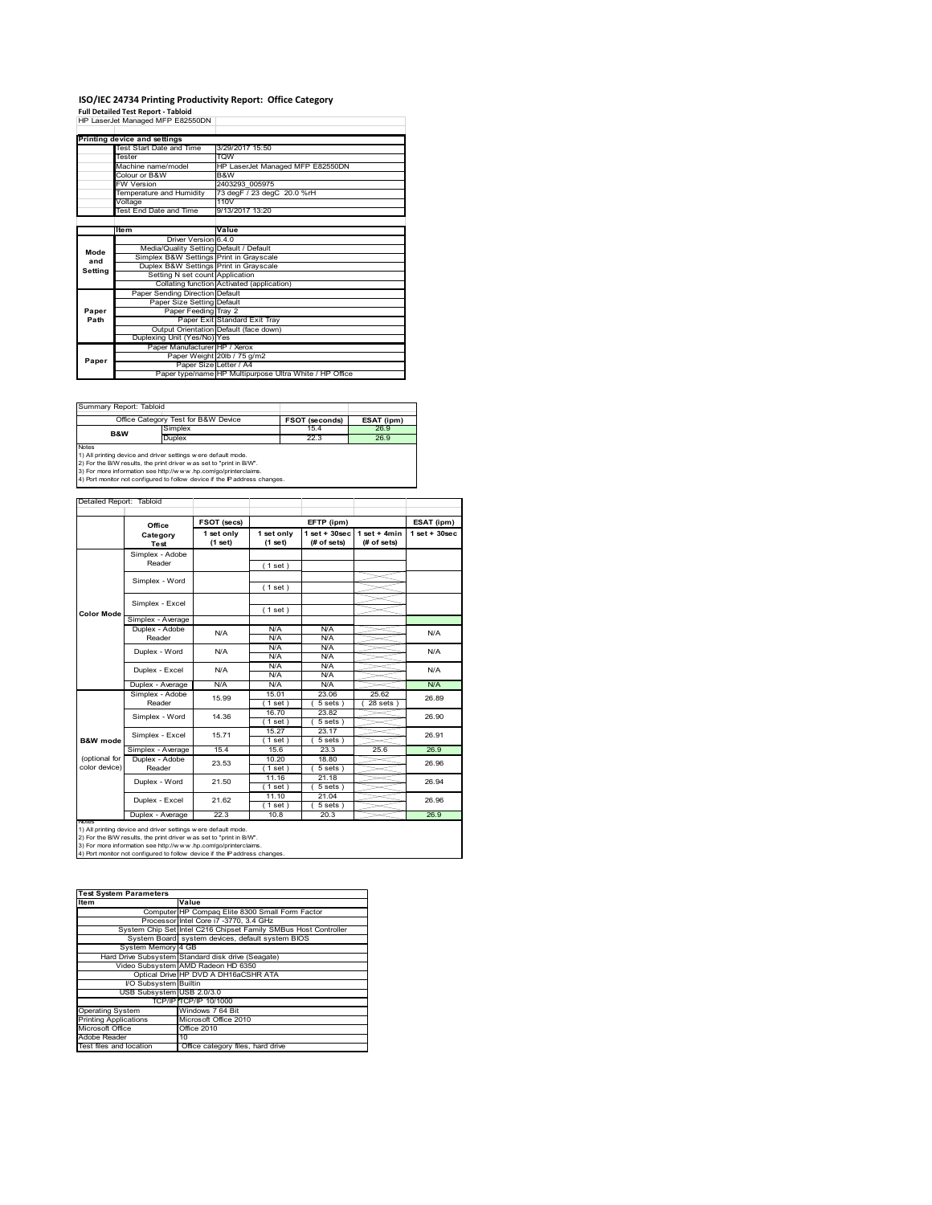# ISO/IEC 24734 Printing Productivity Report: Office Category

**Full Detailed Test Report - Tabloid**

HP LaserJet Managed MFP E82550DN

| Printing device and settings | |
|---|---|
| Test Start Date and Time | 3/29/2017 15:50 |
| Tester | TQW |
| Machine name/model | HP LaserJet Managed MFP E82550DN |
| Colour or B&W | B&W |
| FW Version | 2403293_005975 |
| Temperature and Humidity | 73 degF / 23 degC 20.0 %rH |
| Voltage | 110V |
| Test End Date and Time | 9/13/2017 13:20 |

| | Item | Value |
|---|---|---|
| Mode and Setting | Driver Version | 6.4.0 |
| | Media/Quality Setting | Default / Default |
| | Simplex B&W Settings | Print in Grayscale |
| | Duplex B&W Settings | Print in Grayscale |
| | Setting N set count | Application |
| | Collating function | Activated (application) |
| Paper Path | Paper Sending Direction | Default |
| | Paper Size Setting | Default |
| | Paper Feeding | Tray 2 |
| | Paper Exit | Standard Exit Tray |
| | Output Orientation | Default (face down) |
| | Duplexing Unit (Yes/No) | Yes |
| Paper | Paper Manufacturer | HP / Xerox |
| | Paper Weight | 20lb / 75 g/m2 |
| | Paper Size | Letter / A4 |
| | Paper type/name | HP Multipurpose Ultra White / HP Office |

Summary Report: Tabloid

| Office Category Test for B&W Device | | FSOT (seconds) | ESAT (ipm) |
|---|---|---|---|
| B&W | Simplex | 15.4 | 26.9 |
| | Duplex | 22.3 | 26.9 |

Notes
1) All printing device and driver settings were default mode.
2) For the B/W results, the print driver was set to "print in B/W".
3) For more information see http://www.hp.com/go/printerclaims.
4) Port monitor not configured to follow device if the IP address changes.

Detailed Report: Tabloid

| | Office Category Test | FSOT (secs) 1 set only (1 set) | EFTP (ipm) 1 set only (1 set) | EFTP (ipm) 1 set + 30sec (# of sets) | EFTP (ipm) 1 set + 4min (# of sets) | ESAT (ipm) 1 set + 30sec |
|---|---|---|---|---|---|---|
| Color Mode | Simplex - Adobe Reader | | (1 set) | | | |
| | Simplex - Word | | (1 set) | | | |
| | Simplex - Excel | | (1 set) | | | |
| | Simplex - Average | | | | | |
| | Duplex - Adobe Reader | N/A | N/A N/A | N/A N/A | | N/A |
| | Duplex - Word | N/A | N/A N/A | N/A N/A | | N/A |
| | Duplex - Excel | N/A | N/A N/A | N/A N/A | | N/A |
| | Duplex - Average | N/A | N/A | N/A | | N/A |
| B&W mode (optional for color device) | Simplex - Adobe Reader | 15.99 | 15.01 (1 set) | 23.06 (5 sets) | 25.62 (28 sets) | 26.89 |
| | Simplex - Word | 14.36 | 16.70 (1 set) | 23.82 (5 sets) | | 26.90 |
| | Simplex - Excel | 15.71 | 15.27 (1 set) | 23.17 (5 sets) | | 26.91 |
| | Simplex - Average | 15.4 | 15.6 | 23.3 | 25.6 | 26.9 |
| | Duplex - Adobe Reader | 23.53 | 10.20 (1 set) | 18.80 (5 sets) | | 26.96 |
| | Duplex - Word | 21.50 | 11.16 (1 set) | 21.18 (5 sets) | | 26.94 |
| | Duplex - Excel | 21.62 | 11.10 (1 set) | 21.04 (5 sets) | | 26.96 |
| | Duplex - Average | 22.3 | 10.8 | 20.3 | | 26.9 |

Notes
1) All printing device and driver settings were default mode.
2) For the B/W results, the print driver was set to "print in B/W".
3) For more information see http://www.hp.com/go/printerclaims.
4) Port monitor not configured to follow device if the IP address changes.

| Test System Parameters | |
|---|---|
| Item | Value |
| Computer | HP Compaq Elite 8300 Small Form Factor |
| Processor | Intel Core i7 -3770, 3.4 GHz |
| System Chip Set | Intel C216 Chipset Family SMBus Host Controller |
| System Board | system devices, default system BIOS |
| System Memory | 4 GB |
| Hard Drive Subsystem | Standard disk drive (Seagate) |
| Video Subsystem | AMD Radeon HD 6350 |
| Optical Drive | HP DVD A DH16aCSHR ATA |
| I/O Subsystem | Builtin |
| USB Subsystem | USB 2.0/3.0 |
| TCP/IP | TCP/IP 10/1000 |
| Operating System | Windows 7 64 Bit |
| Printing Applications | Microsoft Office 2010 |
| Microsoft Office | Office 2010 |
| Adobe Reader | 10 |
| Test files and location | Office category files, hard drive |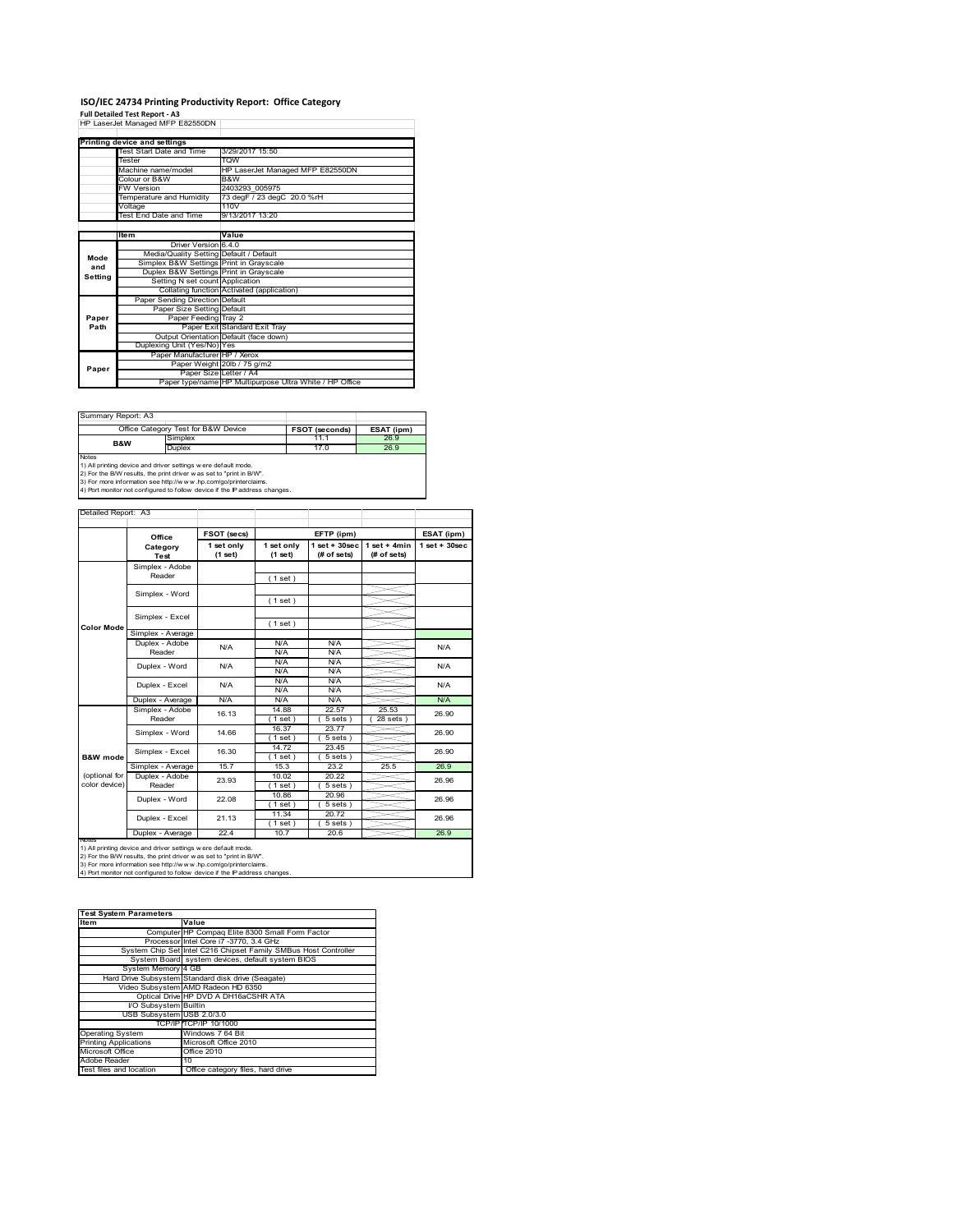# ISO/IEC 24734 Printing Productivity Report: Office Category

**Full Detailed Test Report - A3**

HP LaserJet Managed MFP E82550DN

| Printing device and settings | |
|---|---|
| Test Start Date and Time | 3/29/2017 15:50 |
| Tester | TQW |
| Machine name/model | HP LaserJet Managed MFP E82550DN |
| Colour or B&W | B&W |
| FW Version | 2403293_005975 |
| Temperature and Humidity | 73 degF / 23 degC 20.0 %rH |
| Voltage | 110V |
| Test End Date and Time | 9/13/2017 13:20 |

| | Item | Value |
|---|---|---|
| Mode and Setting | Driver Version | 6.4.0 |
| | Media/Quality Setting | Default / Default |
| | Simplex B&W Settings | Print in Grayscale |
| | Duplex B&W Settings | Print in Grayscale |
| | Setting N set count | Application |
| | Collating function | Activated (application) |
| Paper Path | Paper Sending Direction | Default |
| | Paper Size Setting | Default |
| | Paper Feeding | Tray 2 |
| | Paper Exit | Standard Exit Tray |
| | Output Orientation | Default (face down) |
| | Duplexing Unit (Yes/No) | Yes |
| Paper | Paper Manufacturer | HP / Xerox |
| | Paper Weight | 20lb / 75 g/m2 |
| | Paper Size | Letter / A4 |
| | Paper type/name | HP Multipurpose Ultra White / HP Office |

Summary Report: A3

| Office Category Test for B&W Device | | FSOT (seconds) | ESAT (ipm) |
|---|---|---|---|
| B&W | Simplex | 11.1 | 26.9 |
| | Duplex | 17.0 | 26.9 |

Notes
1) All printing device and driver settings were default mode.
2) For the B/W results, the print driver was set to "print in B/W".
3) For more information see http://www.hp.com/go/printerclaims.
4) Port monitor not configured to follow device if the IP address changes.

Detailed Report: A3

| | Office Category Test | FSOT (secs) 1 set only (1 set) | EFTP (ipm) 1 set only (1 set) | EFTP (ipm) 1 set + 30sec (# of sets) | EFTP (ipm) 1 set + 4min (# of sets) | ESAT (ipm) 1 set + 30sec |
|---|---|---|---|---|---|---|
| Color Mode | Simplex - Adobe Reader | | (1 set) | | | |
| | Simplex - Word | | (1 set) | | | |
| | Simplex - Excel | | (1 set) | | | |
| | Simplex - Average | | | | | |
| | Duplex - Adobe Reader | N/A | N/A / N/A | N/A / N/A | | N/A |
| | Duplex - Word | N/A | N/A / N/A | N/A / N/A | | N/A |
| | Duplex - Excel | N/A | N/A / N/A | N/A / N/A | | N/A |
| | Duplex - Average | N/A | N/A | N/A | | N/A |
| B&W mode (optional for color device) | Simplex - Adobe Reader | 16.13 | 14.88 (1 set) | 22.57 (5 sets) | 25.53 (28 sets) | 26.90 |
| | Simplex - Word | 14.66 | 16.37 (1 set) | 23.77 (5 sets) | | 26.90 |
| | Simplex - Excel | 16.30 | 14.72 (1 set) | 23.45 (5 sets) | | 26.90 |
| | Simplex - Average | 15.7 | 15.3 | 23.2 | 25.5 | 26.9 |
| | Duplex - Adobe Reader | 23.93 | 10.02 (1 set) | 20.22 (5 sets) | | 26.96 |
| | Duplex - Word | 22.08 | 10.86 (1 set) | 20.96 (5 sets) | | 26.96 |
| | Duplex - Excel | 21.13 | 11.34 (1 set) | 20.72 (5 sets) | | 26.96 |
| | Duplex - Average | 22.4 | 10.7 | 20.6 | | 26.9 |

Notes
1) All printing device and driver settings were default mode.
2) For the B/W results, the print driver was set to "print in B/W".
3) For more information see http://www.hp.com/go/printerclaims.
4) Port monitor not configured to follow device if the IP address changes.

| Test System Parameters | |
|---|---|
| **Item** | **Value** |
| Computer | HP Compaq Elite 8300 Small Form Factor |
| Processor | Intel Core i7 -3770, 3.4 GHz |
| System Chip Set | Intel C216 Chipset Family SMBus Host Controller |
| System Board | system devices, default system BIOS |
| System Memory | 4 GB |
| Hard Drive Subsystem | Standard disk drive (Seagate) |
| Video Subsystem | AMD Radeon HD 6350 |
| Optical Drive | HP DVD A DH16aCSHR ATA |
| I/O Subsystem | Builtin |
| USB Subsystem | USB 2.0/3.0 |
| TCP/IP | TCP/IP 10/1000 |
| Operating System | Windows 7 64 Bit |
| Printing Applications | Microsoft Office 2010 |
| Microsoft Office | Office 2010 |
| Adobe Reader | 10 |
| Test files and location | Office category files, hard drive |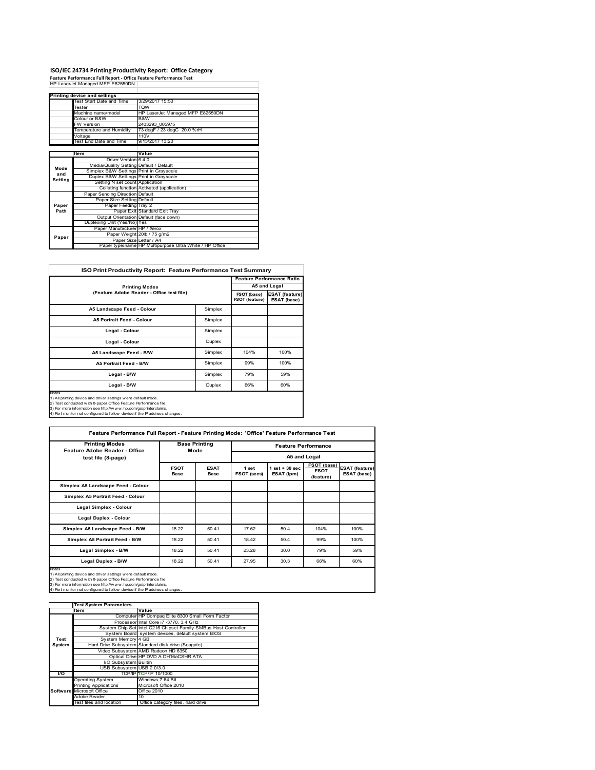# ISO/IEC 24734 Printing Productivity Report: Office Category

**Feature Performance Full Report - Office Feature Performance Test**

HP LaserJet Managed MFP E82550DN

| Printing device and settings | | |
|---|---|---|
| | Test Start Date and Time | 3/29/2017 15:50 |
| | Tester | TQW |
| | Machine name/model | HP LaserJet Managed MFP E82550DN |
| | Colour or B&W | B&W |
| | FW Version | 2403293_005975 |
| | Temperature and Humidity | 73 degF / 23 degC 20.0 %rH |
| | Voltage | 110V |
| | Test End Date and Time | 9/13/2017 13:20 |

| | Item | Value |
|---|---|---|
| Mode and Setting | Driver Version | 6.4.0 |
| | Media/Quality Setting | Default / Default |
| | Simplex B&W Settings | Print in Grayscale |
| | Duplex B&W Settings | Print in Grayscale |
| | Setting N set count | Application |
| | Collating function | Activated (application) |
| Paper Path | Paper Sending Direction | Default |
| | Paper Size Setting | Default |
| | Paper Feeding | Tray 2 |
| | Paper Exit | Standard Exit Tray |
| | Output Orientation | Default (face down) |
| | Duplexing Unit (Yes/No) | Yes |
| Paper | Paper Manufacturer | HP / Xerox |
| | Paper Weight | 20lb / 75 g/m2 |
| | Paper Size | Letter / A4 |
| | Paper type/name | HP Multipurpose Ultra White / HP Office |

## ISO Print Productivity Report: Feature Performance Test Summary

| Printing Modes (Feature Adobe Reader - Office test file) | | Feature Performance Ratio A5 and Legal | |
|---|---|---|---|
| | | FSOT (base) / FSOT (feature) | ESAT (feature) / ESAT (base) |
| A5 Landscape Feed - Colour | Simplex | | |
| A5 Portrait Feed - Colour | Simplex | | |
| Legal - Colour | Simplex | | |
| Legal - Colour | Duplex | | |
| A5 Landscape Feed - B/W | Simplex | 104% | 100% |
| A5 Portrait Feed - B/W | Simplex | 99% | 100% |
| Legal - B/W | Simplex | 79% | 59% |
| Legal - B/W | Duplex | 66% | 60% |

Notes
1) All printing device and driver settings were default mode.
2) Test conducted with 8-paper Office Feature Performance file.
3) For more information see http://www.hp.com/go/printerclaims.
4) Port monitor not configured to follow device if the IP address changes.

## Feature Performance Full Report - Feature Printing Mode: 'Office' Feature Performance Test

| Printing Modes Feature Adobe Reader - Office test file (8-page) | Base Printing Mode | | Feature Performance A5 and Legal | | | |
|---|---|---|---|---|---|---|
| | FSOT Base | ESAT Base | 1 set FSOT (secs) | 1 set + 30 sec ESAT (ipm) | FSOT (base) / FSOT (feature) | ESAT (feature) / ESAT (base) |
| Simplex A5 Landscape Feed - Colour | | | | | | |
| Simplex A5 Portrait Feed - Colour | | | | | | |
| Legal Simplex - Colour | | | | | | |
| Legal Duplex - Colour | | | | | | |
| Simplex A5 Landscape Feed - B/W | 18.22 | 50.41 | 17.62 | 50.4 | 104% | 100% |
| Simplex A5 Portrait Feed - B/W | 18.22 | 50.41 | 18.42 | 50.4 | 99% | 100% |
| Legal Simplex - B/W | 18.22 | 50.41 | 23.28 | 30.0 | 79% | 59% |
| Legal Duplex - B/W | 18.22 | 50.41 | 27.95 | 30.3 | 66% | 60% |

Notes
1) All printing device and driver settings were default mode.
2) Test conducted with 8-paper Office Feature Performance file
3) For more information see http://www.hp.com/go/printerclaims.
4) Port monitor not configured to follow device if the IP address changes.

| Test System Parameters | | |
|---|---|---|
| | Item | Value |
| Test System | Computer | HP Compaq Elite 8300 Small Form Factor |
| | Processor | Intel Core i7 -3770, 3.4 GHz |
| | System Chip Set | Intel C216 Chipset Family SMBus Host Controller |
| | System Board | system devices, default system BIOS |
| | System Memory | 4 GB |
| | Hard Drive Subsystem | Standard disk drive (Seagate) |
| | Video Subsystem | AMD Radeon HD 6350 |
| | Optical Drive | HP DVD A DH16aCSHR ATA |
| | I/O Subsystem | Builtin |
| | USB Subsystem | USB 2.0/3.0 |
| I/O | TCP/IP | TCP/IP 10/1000 |
| Software | Operating System | Windows 7 64 Bit |
| | Printing Applications | Microsoft Office 2010 |
| | Microsoft Office | Office 2010 |
| | Adobe Reader | 10 |
| | Test files and location | Office category files, hard drive |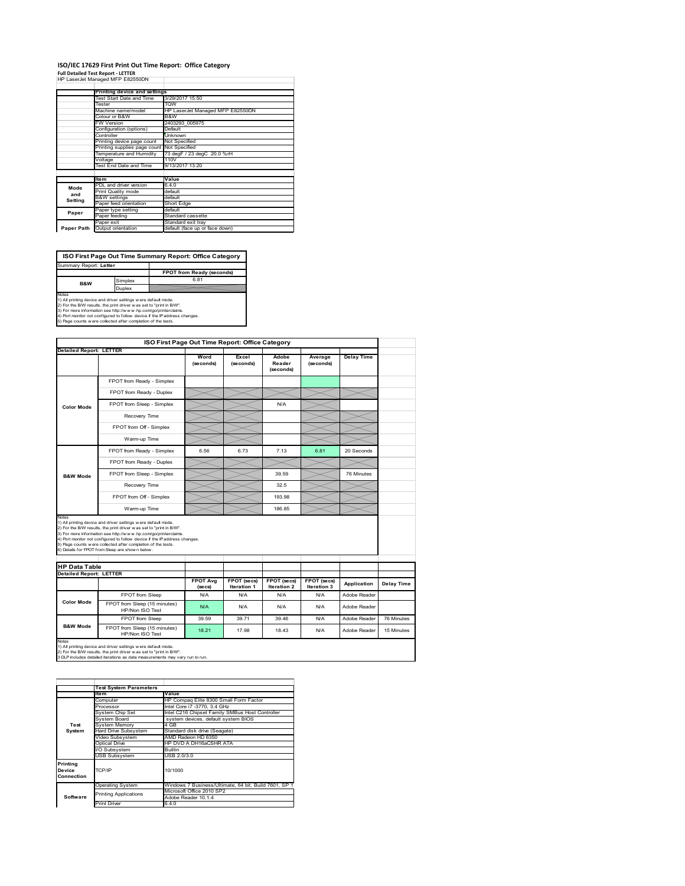# ISO/IEC 17629 First Print Out Time Report: Office Category

**Full Detailed Test Report - LETTER**

HP LaserJet Managed MFP E82550DN

| | Printing device and settings | |
|---|---|---|
| | Test Start Date and Time | 3/29/2017 15:50 |
| | Tester | TQW |
| | Machine name/model | HP LaserJet Managed MFP E82550DN |
| | Colour or B&W | B&W |
| | FW Version | 2403293_005975 |
| | Configuration (options) | Default |
| | Controller | Unknown |
| | Printing device page count | Not Specified |
| | Printing supplies page count | Not Specified |
| | Temperature and Humidity | 73 degF / 23 degC 20.0 %rH |
| | Voltage | 110V |
| | Test End Date and Time | 9/13/2017 13:20 |

| | Item | Value |
|---|---|---|
| Mode and Setting | PDL and driver version | 6.4.0 |
| | Print Quality mode | default |
| | B&W settings | default |
| | Paper feed orientation | Short Edge |
| Paper | Paper type setting | default |
| | Paper feeding | Standard cassette |
| | Paper exit | Standard exit tray |
| Paper Path | Output orientation | default (face up or face down) |

**ISO First Page Out Time Summary Report: Office Category**

Summary Report: **Letter**

| | | FPOT from Ready (seconds) |
|---|---|---|
| B&W | Simplex | 6.81 |
| | Duplex | |

Notes
1) All printing device and driver settings were default mode.
2) For the B/W results, the print driver was set to "print in B/W".
3) For more information see http://www.hp.com/go/printerclaims.
4) Port monitor not configured to follow device if the IP address changes.
5) Page counts were collected after completion of the tests.

**ISO First Page Out Time Report: Office Category**

Detailed Report: **LETTER**

| | | Word (seconds) | Excel (seconds) | Adobe Reader (seconds) | Average (seconds) | Delay Time |
|---|---|---|---|---|---|---|
| Color Mode | FPOT from Ready - Simplex | | | | | |
| | FPOT from Ready - Duplex | | | | | |
| | FPOT from Sleep - Simplex | | | N/A | | |
| | Recovery Time | | | | | |
| | FPOT from Off - Simplex | | | | | |
| | Warm-up Time | | | | | |
| B&W Mode | FPOT from Ready - Simplex | 6.56 | 6.73 | 7.13 | 6.81 | 20 Seconds |
| | FPOT from Ready - Duplex | | | | | |
| | FPOT from Sleep - Simplex | | | 39.59 | | 76 Minutes |
| | Recovery Time | | | 32.5 | | |
| | FPOT from Off - Simplex | | | 193.98 | | |
| | Warm-up Time | | | 186.85 | | |

Notes
1) All printing device and driver settings were default mode.
2) For the B/W results, the print driver was set to "print in B/W".
3) For more information see http://www.hp.com/go/printerclaims.
4) Port monitor not configured to follow device if the IP address changes.
5) Page counts were collected after completion of the tests.
6) Details for FPOT from Sleep are shown below.

**HP Data Table**

Detailed Report: **LETTER**

| | | FPOT Avg (secs) | FPOT (secs) Iteration 1 | FPOT (secs) Iteration 2 | FPOT (secs) Iteration 3 | Application | Delay Time |
|---|---|---|---|---|---|---|---|
| Color Mode | FPOT from Sleep | N/A | N/A | N/A | N/A | Adobe Reader | |
| | FPOT from Sleep (15 minutes) HP/Non ISO Test | N/A | N/A | N/A | N/A | Adobe Reader | |
| B&W Mode | FPOT from Sleep | 39.59 | 39.71 | 39.46 | N/A | Adobe Reader | 76 Minutes |
| | FPOT from Sleep (15 minutes) HP/Non ISO Test | 18.21 | 17.98 | 18.43 | N/A | Adobe Reader | 15 Minutes |

Notes
1) All printing device and driver settings were default mode.
2) For the B/W results, the print driver was set to "print in B/W".
3 DLP includes detailed iterations as data measurements may vary run to run.

| | Test System Parameters | |
|---|---|---|
| | Item | Value |
| Test System | Computer | HP Compaq Elite 8300 Small Form Factor |
| | Processor | Intel Core i7 -3770, 3.4 GHz |
| | System Chip Set | Intel C216 Chipset Family SMBus Host Controller |
| | System Board | system devices, default system BIOS |
| | System Memory | 4 GB |
| | Hard Drive Subsystem | Standard disk drive (Seagate) |
| | Video Subsystem | AMD Radeon HD 6350 |
| | Optical Drive | HP DVD A DH16aCSHR ATA |
| | I/O Subsystem | Builtin |
| | USB Subsystem | USB 2.0/3.0 |
| Printing Device Connection | TCP/IP | 10/1000 |
| Software | Operating System | Windows 7 Business/Ultimate, 64 bit, Build 7601, SP 1 |
| | Printing Applications | Microsoft Office 2010 SP2 |
| | | Adobe Reader 10.1.4 |
| | Print Driver | 6.4.0 |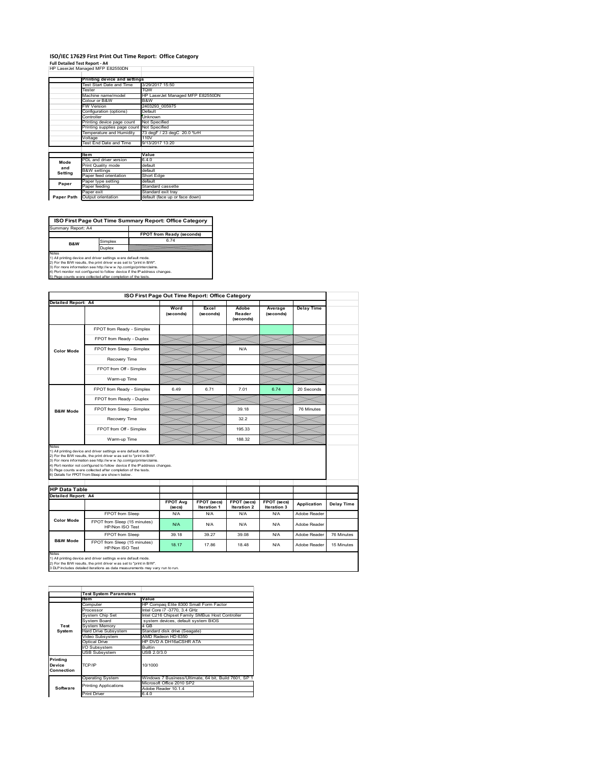# ISO/IEC 17629 First Print Out Time Report: Office Category

**Full Detailed Test Report - A4**

HP LaserJet Managed MFP E82550DN

| | Printing device and settings | |
|---|---|---|
| | Test Start Date and Time | 3/29/2017 15:50 |
| | Tester | TQW |
| | Machine name/model | HP LaserJet Managed MFP E82550DN |
| | Colour or B&W | B&W |
| | FW Version | 2403293_005975 |
| | Configuration (options) | Default |
| | Controller | Unknown |
| | Printing device page count | Not Specified |
| | Printing supplies page count | Not Specified |
| | Temperature and Humidity | 73 degF / 23 degC 20.0 %rH |
| | Voltage | 110V |
| | Test End Date and Time | 9/13/2017 13:20 |

| | Item | Value |
|---|---|---|
| Mode and Setting | PDL and driver version | 6.4.0 |
| | Print Quality mode | default |
| | B&W settings | default |
| | Paper feed orientation | Short Edge |
| Paper | Paper type setting | default |
| | Paper feeding | Standard cassette |
| | Paper exit | Standard exit tray |
| Paper Path | Output orientation | default (face up or face down) |

**ISO First Page Out Time Summary Report: Office Category**

| Summary Report: A4 | | |
|---|---|---|
| | | FPOT from Ready (seconds) |
| B&W | Simplex | 6.74 |
| | Duplex | |

Notes
1) All printing device and driver settings were default mode.
2) For the B/W results, the print driver was set to "print in B/W".
3) For more information see http://www.hp.com/go/printerclaims.
4) Port monitor not configured to follow device if the IP address changes.
5) Page counts were collected after completion of the tests.

**ISO First Page Out Time Report: Office Category**

| Detailed Report: A4 | | Word (seconds) | Excel (seconds) | Adobe Reader (seconds) | Average (seconds) | Delay Time |
|---|---|---|---|---|---|---|
| Color Mode | FPOT from Ready - Simplex | | | | | |
| | FPOT from Ready - Duplex | | | | | |
| | FPOT from Sleep - Simplex | | | N/A | | |
| | Recovery Time | | | | | |
| | FPOT from Off - Simplex | | | | | |
| | Warm-up Time | | | | | |
| B&W Mode | FPOT from Ready - Simplex | 6.49 | 6.71 | 7.01 | 6.74 | 20 Seconds |
| | FPOT from Ready - Duplex | | | | | |
| | FPOT from Sleep - Simplex | | | 39.18 | | 76 Minutes |
| | Recovery Time | | | 32.2 | | |
| | FPOT from Off - Simplex | | | 195.33 | | |
| | Warm-up Time | | | 188.32 | | |

Notes
1) All printing device and driver settings were default mode.
2) For the B/W results, the print driver was set to "print in B/W".
3) For more information see http://www.hp.com/go/printerclaims.
4) Port monitor not configured to follow device if the IP address changes.
5) Page counts were collected after completion of the tests.
6) Details for FPOT from Sleep are shown below.

**HP Data Table**

| Detailed Report: A4 | | FPOT Avg (secs) | FPOT (secs) Iteration 1 | FPOT (secs) Iteration 2 | FPOT (secs) Iteration 3 | Application | Delay Time |
|---|---|---|---|---|---|---|---|
| Color Mode | FPOT from Sleep | N/A | N/A | N/A | N/A | Adobe Reader | |
| | FPOT from Sleep (15 minutes) HP/Non ISO Test | N/A | N/A | N/A | N/A | Adobe Reader | |
| B&W Mode | FPOT from Sleep | 39.18 | 39.27 | 39.08 | N/A | Adobe Reader | 76 Minutes |
| | FPOT from Sleep (15 minutes) HP/Non ISO Test | 18.17 | 17.86 | 18.48 | N/A | Adobe Reader | 15 Minutes |

Notes
1) All printing device and driver settings were default mode.
2) For the B/W results, the print driver was set to "print in B/W".
3 DLP includes detailed iterations as data measurements may vary run to run.

| | Test System Parameters | |
|---|---|---|
| | Item | Value |
| Test System | Computer | HP Compaq Elite 8300 Small Form Factor |
| | Processor | Intel Core i7 -3770, 3.4 GHz |
| | System Chip Set | Intel C216 Chipset Family SMBus Host Controller |
| | System Board | system devices, default system BIOS |
| | System Memory | 4 GB |
| | Hard Drive Subsystem | Standard disk drive (Seagate) |
| | Video Subsystem | AMD Radeon HD 6350 |
| | Optical Drive | HP DVD A DH16aCSHR ATA |
| | I/O Subsystem | Builtin |
| | USB Subsystem | USB 2.0/3.0 |
| Printing Device Connection | TCP/IP | 10/1000 |
| Software | Operating System | Windows 7 Business/Ultimate, 64 bit, Build 7601, SP 1 |
| | Printing Applications | Microsoft Office 2010 SP2 |
| | | Adobe Reader 10.1.4 |
| | Print Driver | 6.4.0 |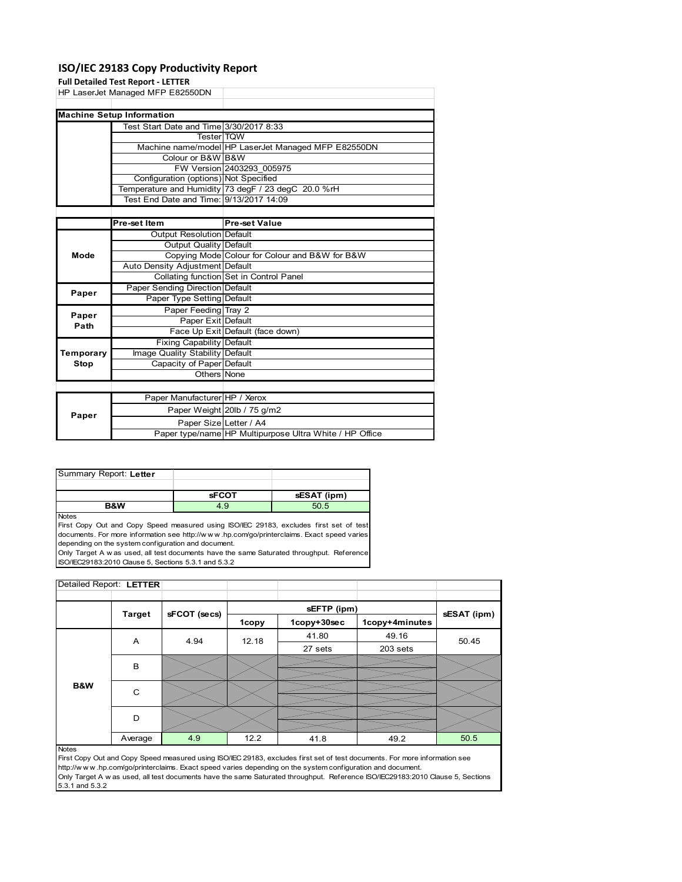# ISO/IEC 29183 Copy Productivity Report

**Full Detailed Test Report - LETTER**

HP LaserJet Managed MFP E82550DN

| Machine Setup Information | | |
|---|---|---|
| | Test Start Date and Time | 3/30/2017 8:33 |
| | Tester | TQW |
| | Machine name/model | HP LaserJet Managed MFP E82550DN |
| | Colour or B&W | B&W |
| | FW Version | 2403293_005975 |
| | Configuration (options) | Not Specified |
| | Temperature and Humidity | 73 degF / 23 degC 20.0 %rH |
| | Test End Date and Time: | 9/13/2017 14:09 |

| | Pre-set Item | Pre-set Value |
|---|---|---|
| Mode | Output Resolution | Default |
| | Output Quality | Default |
| | Copying Mode | Colour for Colour and B&W for B&W |
| | Auto Density Adjustment | Default |
| | Collating function | Set in Control Panel |
| Paper | Paper Sending Direction | Default |
| | Paper Type Setting | Default |
| Paper Path | Paper Feeding | Tray 2 |
| | Paper Exit | Default |
| | Face Up Exit | Default (face down) |
| Temporary Stop | Fixing Capability | Default |
| | Image Quality Stability | Default |
| | Capacity of Paper | Default |
| | Others | None |

| | | |
|---|---|---|
| Paper | Paper Manufacturer | HP / Xerox |
| | Paper Weight | 20lb / 75 g/m2 |
| | Paper Size | Letter / A4 |
| | Paper type/name | HP Multipurpose Ultra White / HP Office |

Summary Report: **Letter**

| | sFCOT | sESAT (ipm) |
|---|---|---|
| **B&W** | 4.9 | 50.5 |

Notes

First Copy Out and Copy Speed measured using ISO/IEC 29183, excludes first set of test documents. For more information see http://w w w .hp.com/go/printerclaims. Exact speed varies depending on the system configuration and document.

Only Target A w as used, all test documents have the same Saturated throughput. Reference ISO/IEC29183:2010 Clause 5, Sections 5.3.1 and 5.3.2

Detailed Report: **LETTER**

| | Target | sFCOT (secs) | sEFTP (ipm) | | | sESAT (ipm) |
|---|---|---|---|---|---|---|
| | | | 1copy | 1copy+30sec | 1copy+4minutes | |
| B&W | A | 4.94 | 12.18 | 41.80 | 49.16 | 50.45 |
| | | | | 27 sets | 203 sets | |
| | B | | | | | |
| | C | | | | | |
| | D | | | | | |
| | Average | 4.9 | 12.2 | 41.8 | 49.2 | 50.5 |

Notes

First Copy Out and Copy Speed measured using ISO/IEC 29183, excludes first set of test documents. For more information see http://w w w .hp.com/go/printerclaims. Exact speed varies depending on the system configuration and document.

Only Target A w as used, all test documents have the same Saturated throughput. Reference ISO/IEC29183:2010 Clause 5, Sections 5.3.1 and 5.3.2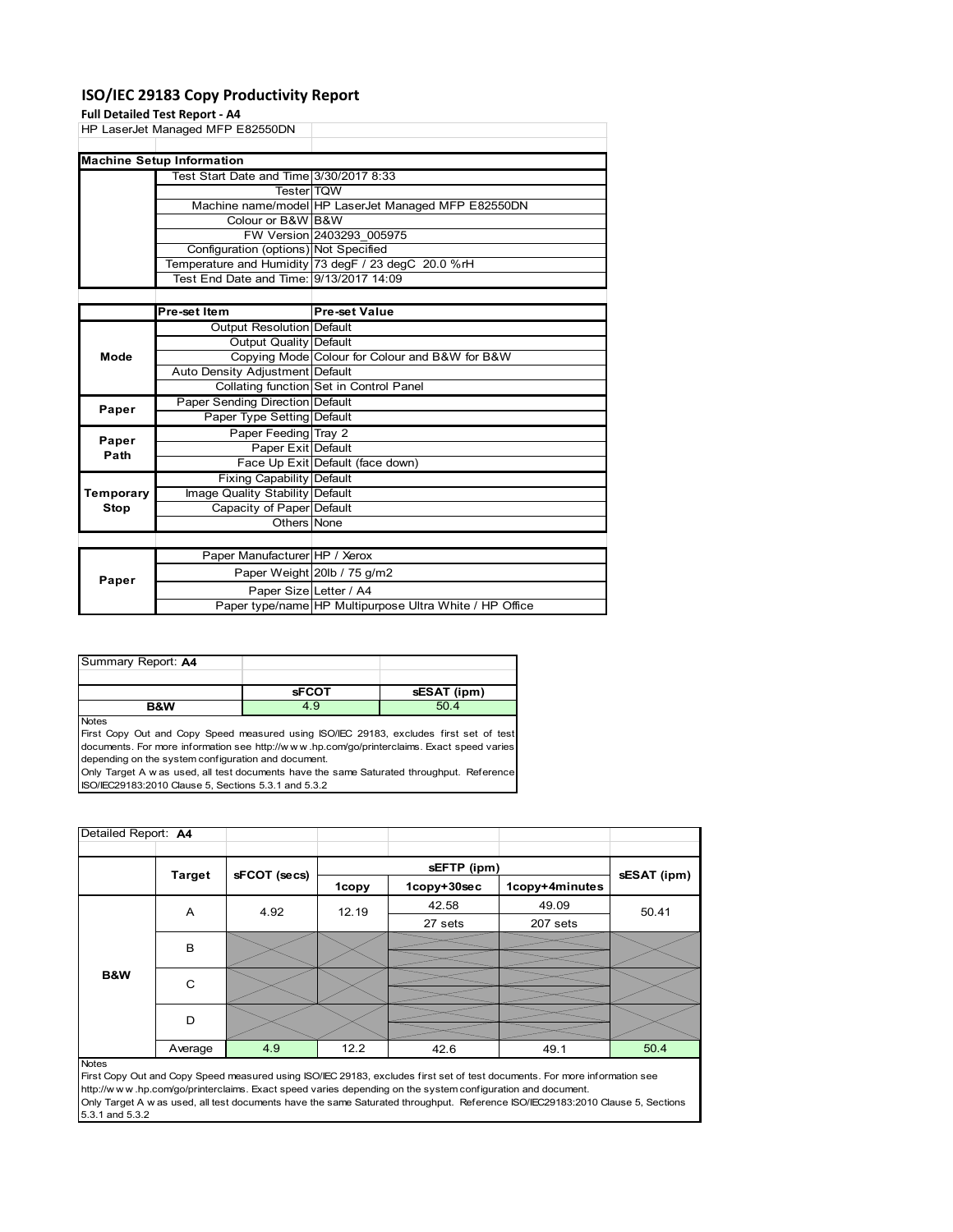# ISO/IEC 29183 Copy Productivity Report

**Full Detailed Test Report - A4**

HP LaserJet Managed MFP E82550DN

| Machine Setup Information | | |
|---|---|---|
| | Test Start Date and Time | 3/30/2017 8:33 |
| | Tester | TQW |
| | Machine name/model | HP LaserJet Managed MFP E82550DN |
| | Colour or B&W | B&W |
| | FW Version | 2403293_005975 |
| | Configuration (options) | Not Specified |
| | Temperature and Humidity | 73 degF / 23 degC 20.0 %rH |
| | Test End Date and Time: | 9/13/2017 14:09 |

| | Pre-set Item | Pre-set Value |
|---|---|---|
| Mode | Output Resolution | Default |
| | Output Quality | Default |
| | Copying Mode | Colour for Colour and B&W for B&W |
| | Auto Density Adjustment | Default |
| | Collating function | Set in Control Panel |
| Paper | Paper Sending Direction | Default |
| | Paper Type Setting | Default |
| Paper Path | Paper Feeding | Tray 2 |
| | Paper Exit | Default |
| | Face Up Exit | Default (face down) |
| Temporary Stop | Fixing Capability | Default |
| | Image Quality Stability | Default |
| | Capacity of Paper | Default |
| | Others | None |

| | | |
|---|---|---|
| Paper | Paper Manufacturer | HP / Xerox |
| | Paper Weight | 20lb / 75 g/m2 |
| | Paper Size | Letter / A4 |
| | Paper type/name | HP Multipurpose Ultra White / HP Office |

| Summary Report: **A4** | | |
|---|---|---|
| | **sFCOT** | **sESAT (ipm)** |
| **B&W** | 4.9 | 50.4 |

Notes
First Copy Out and Copy Speed measured using ISO/IEC 29183, excludes first set of test documents. For more information see http://www.hp.com/go/printerclaims. Exact speed varies depending on the system configuration and document.
Only Target A was used, all test documents have the same Saturated throughput. Reference ISO/IEC29183:2010 Clause 5, Sections 5.3.1 and 5.3.2

Detailed Report: **A4**

| | Target | sFCOT (secs) | sEFTP (ipm) | | | sESAT (ipm) |
|---|---|---|---|---|---|---|
| | | | 1copy | 1copy+30sec | 1copy+4minutes | |
| B&W | A | 4.92 | 12.19 | 42.58 | 49.09 | 50.41 |
| | | | | 27 sets | 207 sets | |
| | B | | | | | |
| | C | | | | | |
| | D | | | | | |
| | Average | 4.9 | 12.2 | 42.6 | 49.1 | 50.4 |

Notes
First Copy Out and Copy Speed measured using ISO/IEC 29183, excludes first set of test documents. For more information see http://www.hp.com/go/printerclaims. Exact speed varies depending on the system configuration and document.
Only Target A was used, all test documents have the same Saturated throughput. Reference ISO/IEC29183:2010 Clause 5, Sections 5.3.1 and 5.3.2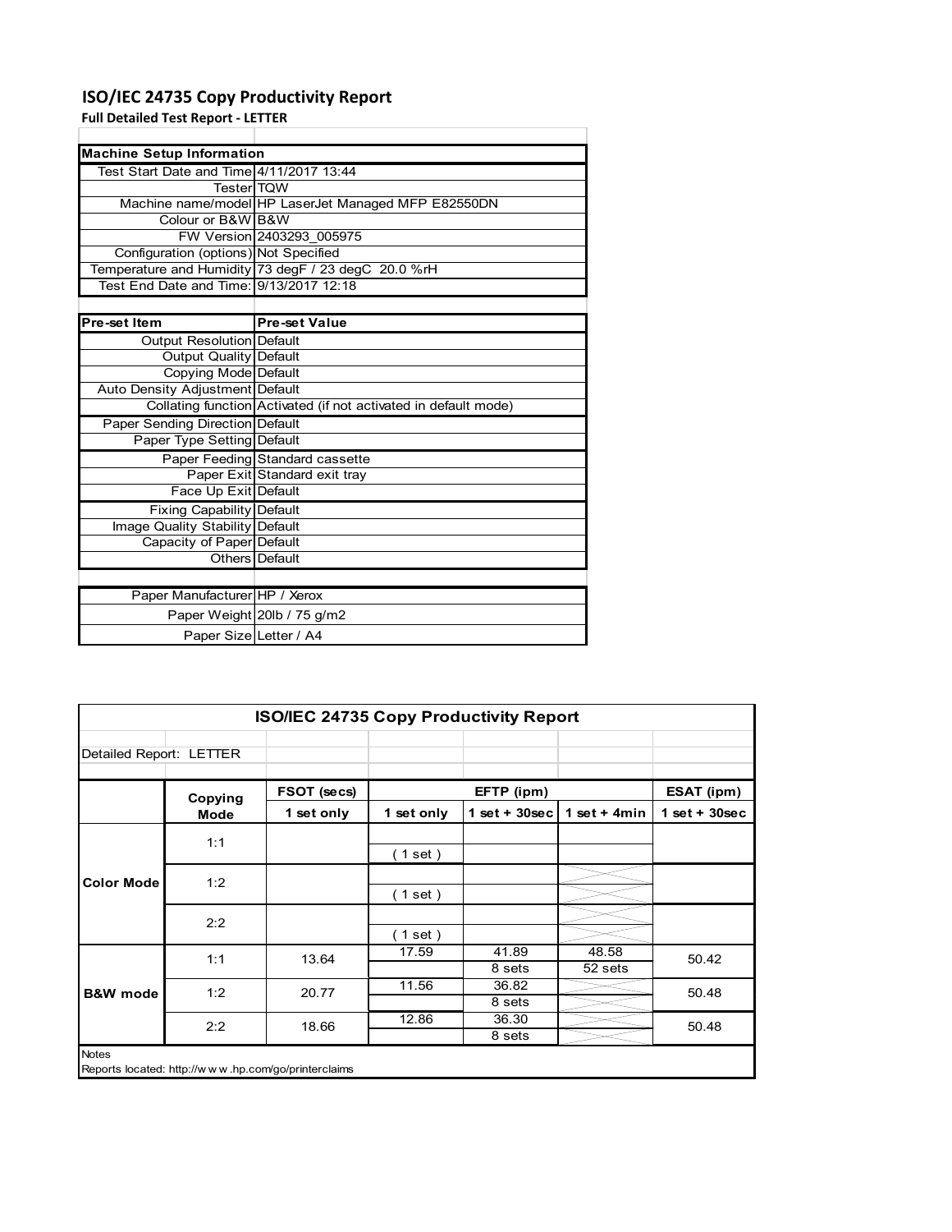# ISO/IEC 24735 Copy Productivity Report

**Full Detailed Test Report - LETTER**

| Machine Setup Information | |
|---|---|
| Test Start Date and Time | 4/11/2017 13:44 |
| Tester | TQW |
| Machine name/model | HP LaserJet Managed MFP E82550DN |
| Colour or B&W | B&W |
| FW Version | 2403293_005975 |
| Configuration (options) | Not Specified |
| Temperature and Humidity | 73 degF / 23 degC 20.0 %rH |
| Test End Date and Time: | 9/13/2017 12:18 |

| Pre-set Item | Pre-set Value |
|---|---|
| Output Resolution | Default |
| Output Quality | Default |
| Copying Mode | Default |
| Auto Density Adjustment | Default |
| Collating function | Activated (if not activated in default mode) |
| Paper Sending Direction | Default |
| Paper Type Setting | Default |
| Paper Feeding | Standard cassette |
| Paper Exit | Standard exit tray |
| Face Up Exit | Default |
| Fixing Capability | Default |
| Image Quality Stability | Default |
| Capacity of Paper | Default |
| Others | Default |

| | |
|---|---|
| Paper Manufacturer | HP / Xerox |
| Paper Weight | 20lb / 75 g/m2 |
| Paper Size | Letter / A4 |

**ISO/IEC 24735 Copy Productivity Report**

Detailed Report: LETTER

| | Copying Mode | FSOT (secs) | EFTP (ipm) | | | ESAT (ipm) |
|---|---|---|---|---|---|---|
| | | 1 set only | 1 set only | 1 set + 30sec | 1 set + 4min | 1 set + 30sec |
| Color Mode | 1:1 | | ( 1 set ) | | | |
| | 1:2 | | ( 1 set ) | | | |
| | 2:2 | | ( 1 set ) | | | |
| B&W mode | 1:1 | 13.64 | 17.59 | 41.89<br>8 sets | 48.58<br>52 sets | 50.42 |
| | 1:2 | 20.77 | 11.56 | 36.82<br>8 sets | | 50.48 |
| | 2:2 | 18.66 | 12.86 | 36.30<br>8 sets | | 50.48 |

Notes

Reports located: http://www.hp.com/go/printerclaims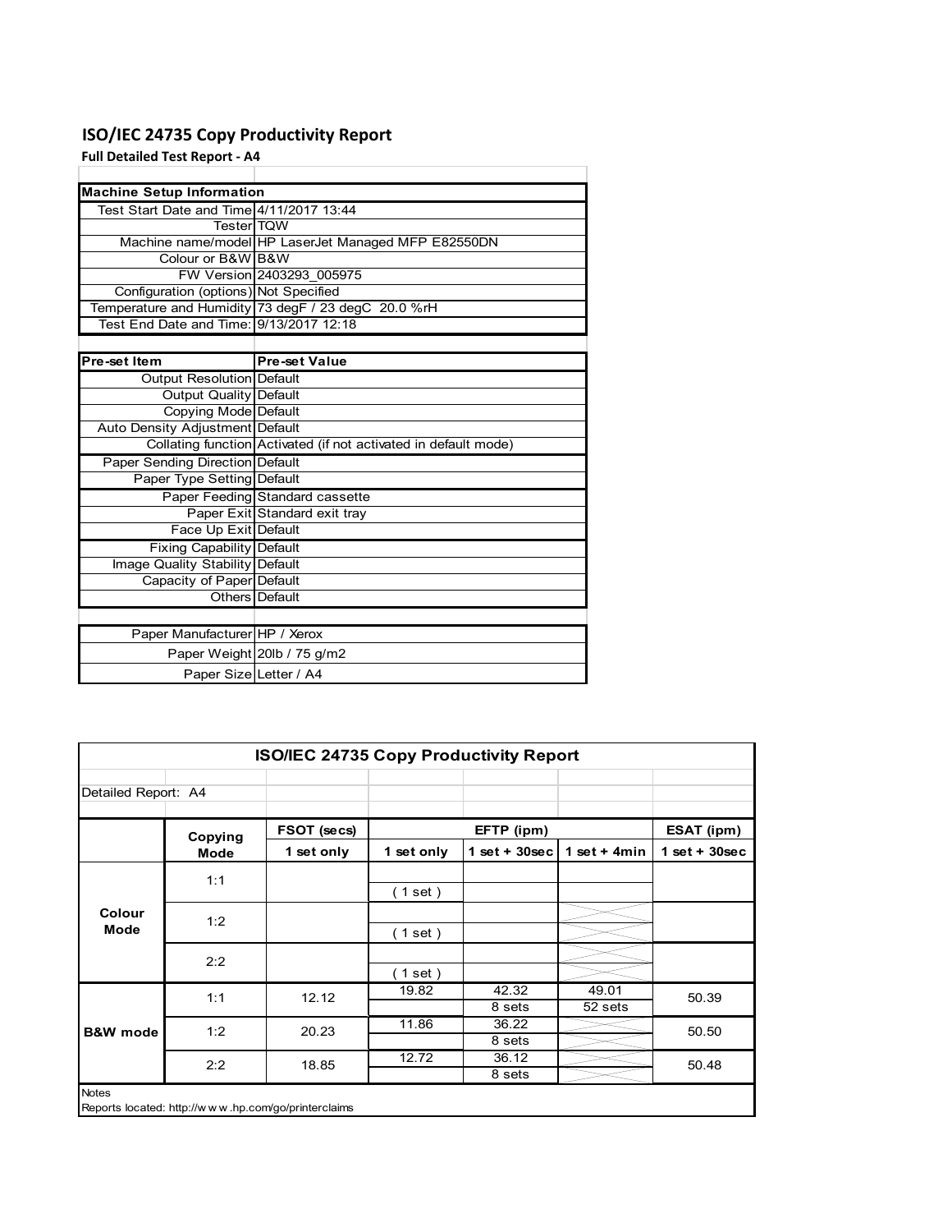# ISO/IEC 24735 Copy Productivity Report

**Full Detailed Test Report - A4**

| Machine Setup Information | |
|---|---|
| Test Start Date and Time | 4/11/2017 13:44 |
| Tester | TQW |
| Machine name/model | HP LaserJet Managed MFP E82550DN |
| Colour or B&W | B&W |
| FW Version | 2403293_005975 |
| Configuration (options) | Not Specified |
| Temperature and Humidity | 73 degF / 23 degC 20.0 %rH |
| Test End Date and Time: | 9/13/2017 12:18 |

| Pre-set Item | Pre-set Value |
|---|---|
| Output Resolution | Default |
| Output Quality | Default |
| Copying Mode | Default |
| Auto Density Adjustment | Default |
| Collating function | Activated (if not activated in default mode) |
| Paper Sending Direction | Default |
| Paper Type Setting | Default |
| Paper Feeding | Standard cassette |
| Paper Exit | Standard exit tray |
| Face Up Exit | Default |
| Fixing Capability | Default |
| Image Quality Stability | Default |
| Capacity of Paper | Default |
| Others | Default |

| | |
|---|---|
| Paper Manufacturer | HP / Xerox |
| Paper Weight | 20lb / 75 g/m2 |
| Paper Size | Letter / A4 |

**ISO/IEC 24735 Copy Productivity Report**

Detailed Report: A4

| | Copying Mode | FSOT (secs) 1 set only | EFTP (ipm) 1 set only | EFTP (ipm) 1 set + 30sec | EFTP (ipm) 1 set + 4min | ESAT (ipm) 1 set + 30sec |
|---|---|---|---|---|---|---|
| Colour Mode | 1:1 | | ( 1 set ) | | | |
| | 1:2 | | ( 1 set ) | | | |
| | 2:2 | | ( 1 set ) | | | |
| B&W mode | 1:1 | 12.12 | 19.82 | 42.32 / 8 sets | 49.01 / 52 sets | 50.39 |
| | 1:2 | 20.23 | 11.86 | 36.22 / 8 sets | | 50.50 |
| | 2:2 | 18.85 | 12.72 | 36.12 / 8 sets | | 50.48 |

Notes

Reports located: http://w w w .hp.com/go/printerclaims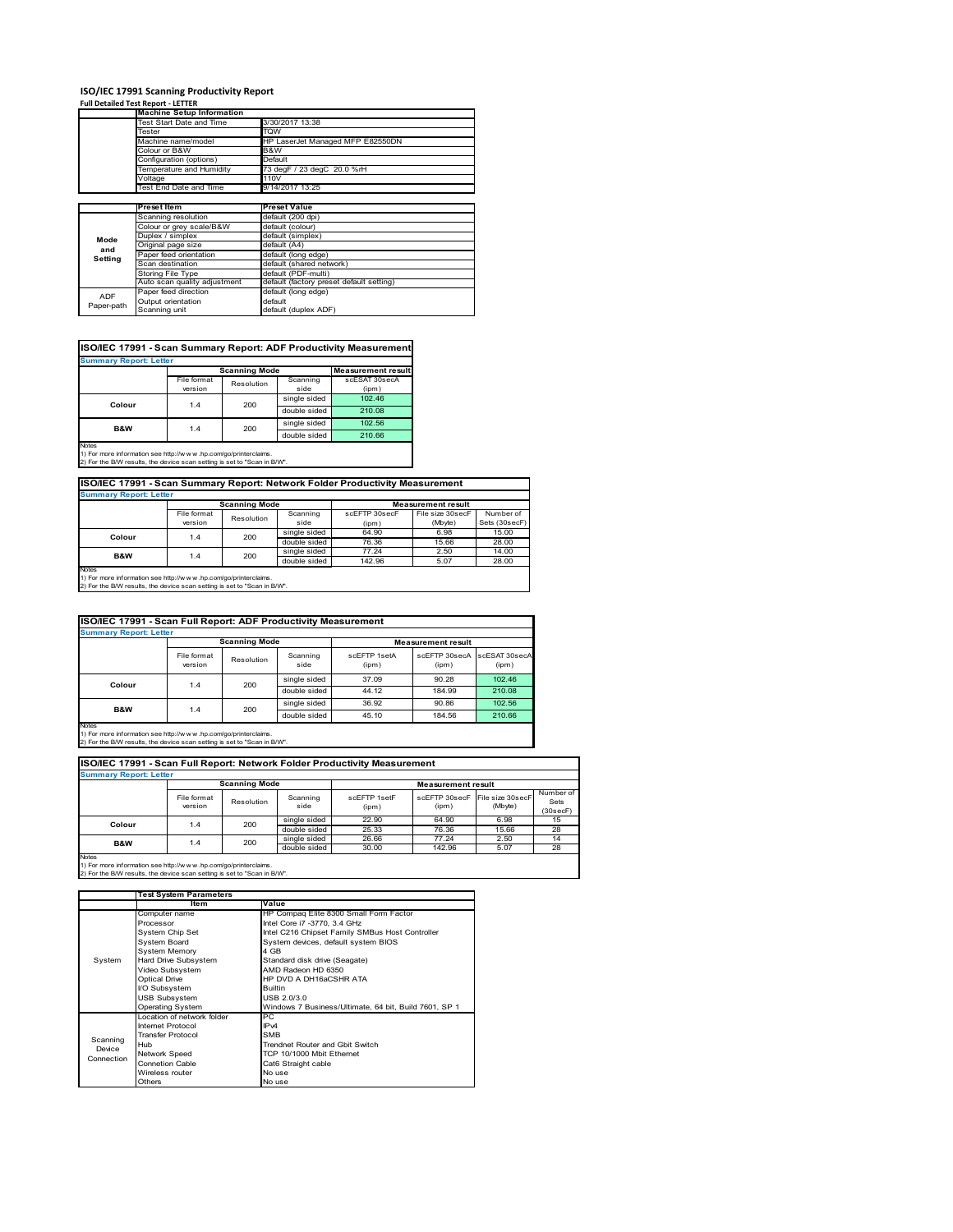# ISO/IEC 17991 Scanning Productivity Report

**Full Detailed Test Report - LETTER**

| | Machine Setup Information | |
|---|---|---|
| | Test Start Date and Time | 3/30/2017 13:38 |
| | Tester | TQW |
| | Machine name/model | HP LaserJet Managed MFP E82550DN |
| | Colour or B&W | B&W |
| | Configuration (options) | Default |
| | Temperature and Humidity | 73 degF / 23 degC 20.0 %rH |
| | Voltage | 110V |
| | Test End Date and Time | 9/14/2017 13:25 |

| | Preset Item | Preset Value |
|---|---|---|
| Mode and Setting | Scanning resolution | default (200 dpi) |
| | Colour or grey scale/B&W | default (colour) |
| | Duplex / simplex | default (simplex) |
| | Original page size | default (A4) |
| | Paper feed orientation | default (long edge) |
| | Scan destination | default (shared network) |
| | Storing File Type | default (PDF-multi) |
| | Auto scan quality adjustment | default (factory preset default setting) |
| ADF Paper-path | Paper feed direction | default (long edge) |
| | Output orientation | default |
| | Scanning unit | default (duplex ADF) |

## ISO/IEC 17991 - Scan Summary Report: ADF Productivity Measurement

**Summary Report: Letter**

| | Scanning Mode | | | Measurement result |
|---|---|---|---|---|
| | File format version | Resolution | Scanning side | scESAT 30secA (ipm) |
| Colour | 1.4 | 200 | single sided | 102.46 |
| | | | double sided | 210.08 |
| B&W | 1.4 | 200 | single sided | 102.56 |
| | | | double sided | 210.66 |

Notes
1) For more information see http://www.hp.com/go/printerclaims.
2) For the B/W results, the device scan setting is set to "Scan in B/W".

## ISO/IEC 17991 - Scan Summary Report: Network Folder Productivity Measurement

**Summary Report: Letter**

| | Scanning Mode | | | Measurement result | | |
|---|---|---|---|---|---|---|
| | File format version | Resolution | Scanning side | scEFTP 30secF (ipm) | File size 30secF (Mbyte) | Number of Sets (30secF) |
| Colour | 1.4 | 200 | single sided | 64.90 | 6.98 | 15.00 |
| | | | double sided | 76.36 | 15.66 | 28.00 |
| B&W | 1.4 | 200 | single sided | 77.24 | 2.50 | 14.00 |
| | | | double sided | 142.96 | 5.07 | 28.00 |

Notes
1) For more information see http://www.hp.com/go/printerclaims.
2) For the B/W results, the device scan setting is set to "Scan in B/W".

## ISO/IEC 17991 - Scan Full Report: ADF Productivity Measurement

**Summary Report: Letter**

| | Scanning Mode | | | Measurement result | | |
|---|---|---|---|---|---|---|
| | File format version | Resolution | Scanning side | scEFTP 1setA (ipm) | scEFTP 30secA (ipm) | scESAT 30secA (ipm) |
| Colour | 1.4 | 200 | single sided | 37.09 | 90.28 | 102.46 |
| | | | double sided | 44.12 | 184.99 | 210.08 |
| B&W | 1.4 | 200 | single sided | 36.92 | 90.86 | 102.56 |
| | | | double sided | 45.10 | 184.56 | 210.66 |

Notes
1) For more information see http://www.hp.com/go/printerclaims.
2) For the B/W results, the device scan setting is set to "Scan in B/W".

## ISO/IEC 17991 - Scan Full Report: Network Folder Productivity Measurement

**Summary Report: Letter**

| | Scanning Mode | | | Measurement result | | | |
|---|---|---|---|---|---|---|---|
| | File format version | Resolution | Scanning side | scEFTP 1setF (ipm) | scEFTP 30secF (ipm) | File size 30secF (Mbyte) | Number of Sets (30secF) |
| Colour | 1.4 | 200 | single sided | 22.90 | 64.90 | 6.98 | 15 |
| | | | double sided | 25.33 | 76.36 | 15.66 | 28 |
| B&W | 1.4 | 200 | single sided | 26.66 | 77.24 | 2.50 | 14 |
| | | | double sided | 30.00 | 142.96 | 5.07 | 28 |

Notes
1) For more information see http://www.hp.com/go/printerclaims.
2) For the B/W results, the device scan setting is set to "Scan in B/W".

| | Test System Parameters | |
|---|---|---|
| | Item | Value |
| System | Computer name | HP Compaq Elite 8300 Small Form Factor |
| | Processor | Intel Core i7 -3770, 3.4 GHz |
| | System Chip Set | Intel C216 Chipset Family SMBus Host Controller |
| | System Board | System devices, default system BIOS |
| | System Memory | 4 GB |
| | Hard Drive Subsystem | Standard disk drive (Seagate) |
| | Video Subsystem | AMD Radeon HD 6350 |
| | Optical Drive | HP DVD A DH16aCSHR ATA |
| | I/O Subsystem | Builtin |
| | USB Subsystem | USB 2.0/3.0 |
| | Operating System | Windows 7 Business/Ultimate, 64 bit, Build 7601, SP 1 |
| Scanning Device Connection | Location of network folder | PC |
| | Internet Protocol | IPv4 |
| | Transfer Protocol | SMB |
| | Hub | Trendnet Router and Gbit Switch |
| | Network Speed | TCP 10/1000 Mbit Ethernet |
| | Connetion Cable | Cat6 Straight cable |
| | Wireless router | No use |
| | Others | No use |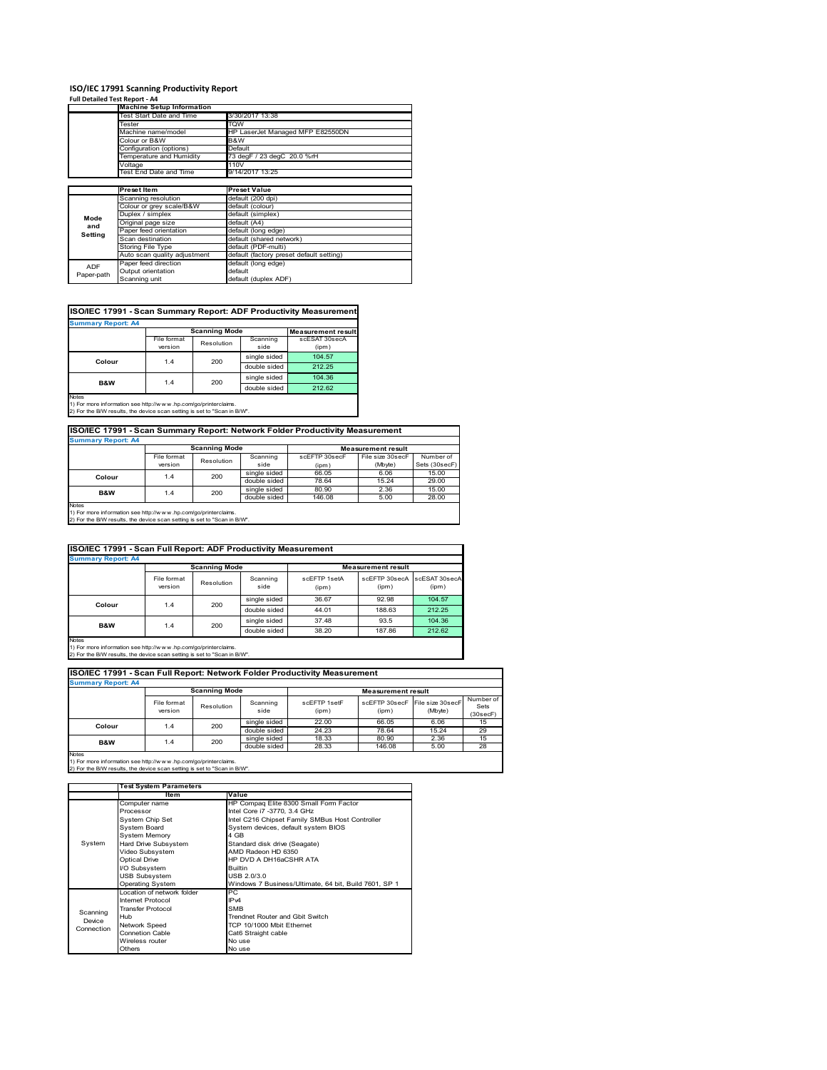# ISO/IEC 17991 Scanning Productivity Report

**Full Detailed Test Report - A4**

| | Machine Setup Information | |
|---|---|---|
| | Test Start Date and Time | 3/30/2017 13:38 |
| | Tester | TQW |
| | Machine name/model | HP LaserJet Managed MFP E82550DN |
| | Colour or B&W | B&W |
| | Configuration (options) | Default |
| | Temperature and Humidity | 73 degF / 23 degC 20.0 %rH |
| | Voltage | 110V |
| | Test End Date and Time | 9/14/2017 13:25 |

| | Preset Item | Preset Value |
|---|---|---|
| Mode and Setting | Scanning resolution | default (200 dpi) |
| | Colour or grey scale/B&W | default (colour) |
| | Duplex / simplex | default (simplex) |
| | Original page size | default (A4) |
| | Paper feed orientation | default (long edge) |
| | Scan destination | default (shared network) |
| | Storing File Type | default (PDF-multi) |
| | Auto scan quality adjustment | default (factory preset default setting) |
| ADF Paper-path | Paper feed direction | default (long edge) |
| | Output orientation | default |
| | Scanning unit | default (duplex ADF) |

## ISO/IEC 17991 - Scan Summary Report: ADF Productivity Measurement

**Summary Report: A4**

| | Scanning Mode | | | Measurement result |
|---|---|---|---|---|
| | File format version | Resolution | Scanning side | scESAT 30secA (ipm) |
| Colour | 1.4 | 200 | single sided | 104.57 |
| | | | double sided | 212.25 |
| B&W | 1.4 | 200 | single sided | 104.36 |
| | | | double sided | 212.62 |

Notes
1) For more information see http://www.hp.com/go/printerclaims.
2) For the B/W results, the device scan setting is set to "Scan in B/W".

## ISO/IEC 17991 - Scan Summary Report: Network Folder Productivity Measurement

**Summary Report: A4**

| | Scanning Mode | | | Measurement result | | |
|---|---|---|---|---|---|---|
| | File format version | Resolution | Scanning side | scEFTP 30secF (ipm) | File size 30secF (Mbyte) | Number of Sets (30secF) |
| Colour | 1.4 | 200 | single sided | 66.05 | 6.06 | 15.00 |
| | | | double sided | 78.64 | 15.24 | 29.00 |
| B&W | 1.4 | 200 | single sided | 80.90 | 2.36 | 15.00 |
| | | | double sided | 146.08 | 5.00 | 28.00 |

Notes
1) For more information see http://www.hp.com/go/printerclaims.
2) For the B/W results, the device scan setting is set to "Scan in B/W".

## ISO/IEC 17991 - Scan Full Report: ADF Productivity Measurement

**Summary Report: A4**

| | Scanning Mode | | | Measurement result | | |
|---|---|---|---|---|---|---|
| | File format version | Resolution | Scanning side | scEFTP 1setA (ipm) | scEFTP 30secA (ipm) | scESAT 30secA (ipm) |
| Colour | 1.4 | 200 | single sided | 36.67 | 92.98 | 104.57 |
| | | | double sided | 44.01 | 188.63 | 212.25 |
| B&W | 1.4 | 200 | single sided | 37.48 | 93.5 | 104.36 |
| | | | double sided | 38.20 | 187.86 | 212.62 |

Notes
1) For more information see http://www.hp.com/go/printerclaims.
2) For the B/W results, the device scan setting is set to "Scan in B/W".

## ISO/IEC 17991 - Scan Full Report: Network Folder Productivity Measurement

**Summary Report: A4**

| | Scanning Mode | | | Measurement result | | | |
|---|---|---|---|---|---|---|---|
| | File format version | Resolution | Scanning side | scEFTP 1setF (ipm) | scEFTP 30secF (ipm) | File size 30secF (Mbyte) | Number of Sets (30secF) |
| Colour | 1.4 | 200 | single sided | 22.00 | 66.05 | 6.06 | 15 |
| | | | double sided | 24.23 | 78.64 | 15.24 | 29 |
| B&W | 1.4 | 200 | single sided | 18.33 | 80.90 | 2.36 | 15 |
| | | | double sided | 28.33 | 146.08 | 5.00 | 28 |

Notes
1) For more information see http://www.hp.com/go/printerclaims.
2) For the B/W results, the device scan setting is set to "Scan in B/W".

| | Test System Parameters | |
|---|---|---|
| | Item | Value |
| System | Computer name | HP Compaq Elite 8300 Small Form Factor |
| | Processor | Intel Core i7 -3770, 3.4 GHz |
| | System Chip Set | Intel C216 Chipset Family SMBus Host Controller |
| | System Board | System devices, default system BIOS |
| | System Memory | 4 GB |
| | Hard Drive Subsystem | Standard disk drive (Seagate) |
| | Video Subsystem | AMD Radeon HD 6350 |
| | Optical Drive | HP DVD A DH16aCSHR ATA |
| | I/O Subsystem | Builtin |
| | USB Subsystem | USB 2.0/3.0 |
| | Operating System | Windows 7 Business/Ultimate, 64 bit, Build 7601, SP 1 |
| Scanning Device Connection | Location of network folder | PC |
| | Internet Protocol | IPv4 |
| | Transfer Protocol | SMB |
| | Hub | Trendnet Router and Gbit Switch |
| | Network Speed | TCP 10/1000 Mbit Ethernet |
| | Connetion Cable | Cat6 Straight cable |
| | Wireless router | No use |
| | Others | No use |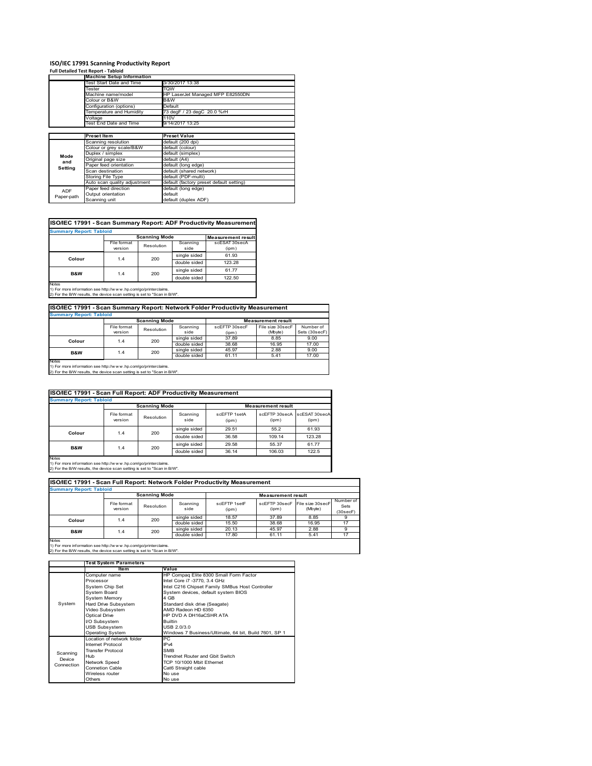# ISO/IEC 17991 Scanning Productivity Report

**Full Detailed Test Report - Tabloid**

| | Machine Setup Information | |
|---|---|---|
| | Test Start Date and Time | 3/30/2017 13:38 |
| | Tester | TQW |
| | Machine name/model | HP LaserJet Managed MFP E82550DN |
| | Colour or B&W | B&W |
| | Configuration (options) | Default |
| | Temperature and Humidity | 73 degF / 23 degC 20.0 %rH |
| | Voltage | 110V |
| | Test End Date and Time | 9/14/2017 13:25 |

| | Preset Item | Preset Value |
|---|---|---|
| Mode and Setting | Scanning resolution | default (200 dpi) |
| | Colour or grey scale/B&W | default (colour) |
| | Duplex / simplex | default (simplex) |
| | Original page size | default (A4) |
| | Paper feed orientation | default (long edge) |
| | Scan destination | default (shared network) |
| | Storing File Type | default (PDF-multi) |
| | Auto scan quality adjustment | default (factory preset default setting) |
| ADF Paper-path | Paper feed direction | default (long edge) |
| | Output orientation | default |
| | Scanning unit | default (duplex ADF) |

## ISO/IEC 17991 - Scan Summary Report: ADF Productivity Measurement

**Summary Report: Tabloid**

| | Scanning Mode | | | Measurement result |
|---|---|---|---|---|
| | File format version | Resolution | Scanning side | scESAT 30secA (ipm) |
| Colour | 1.4 | 200 | single sided | 61.93 |
| | | | double sided | 123.28 |
| B&W | 1.4 | 200 | single sided | 61.77 |
| | | | double sided | 122.50 |

Notes
1) For more information see http://www.hp.com/go/printerclaims.
2) For the B/W results, the device scan setting is set to "Scan in B/W".

## ISO/IEC 17991 - Scan Summary Report: Network Folder Productivity Measurement

**Summary Report: Tabloid**

| | Scanning Mode | | | Measurement result | | |
|---|---|---|---|---|---|---|
| | File format version | Resolution | Scanning side | scEFTP 30secF (ipm) | File size 30secF (Mbyte) | Number of Sets (30secF) |
| Colour | 1.4 | 200 | single sided | 37.89 | 8.85 | 9.00 |
| | | | double sided | 38.68 | 16.95 | 17.00 |
| B&W | 1.4 | 200 | single sided | 45.97 | 2.88 | 9.00 |
| | | | double sided | 61.11 | 5.41 | 17.00 |

Notes
1) For more information see http://www.hp.com/go/printerclaims.
2) For the B/W results, the device scan setting is set to "Scan in B/W".

## ISO/IEC 17991 - Scan Full Report: ADF Productivity Measurement

**Summary Report: Tabloid**

| | Scanning Mode | | | Measurement result | | |
|---|---|---|---|---|---|---|
| | File format version | Resolution | Scanning side | scEFTP 1setA (ipm) | scEFTP 30secA (ipm) | scESAT 30secA (ipm) |
| Colour | 1.4 | 200 | single sided | 29.51 | 55.2 | 61.93 |
| | | | double sided | 36.58 | 109.14 | 123.28 |
| B&W | 1.4 | 200 | single sided | 29.58 | 55.37 | 61.77 |
| | | | double sided | 36.14 | 106.03 | 122.5 |

Notes
1) For more information see http://www.hp.com/go/printerclaims.
2) For the B/W results, the device scan setting is set to "Scan in B/W".

## ISO/IEC 17991 - Scan Full Report: Network Folder Productivity Measurement

**Summary Report: Tabloid**

| | Scanning Mode | | | Measurement result | | | |
|---|---|---|---|---|---|---|---|
| | File format version | Resolution | Scanning side | scEFTP 1setF (ipm) | scEFTP 30secF (ipm) | File size 30secF (Mbyte) | Number of Sets (30secF) |
| Colour | 1.4 | 200 | single sided | 18.57 | 37.89 | 8.85 | 9 |
| | | | double sided | 15.50 | 38.68 | 16.95 | 17 |
| B&W | 1.4 | 200 | single sided | 20.13 | 45.97 | 2.88 | 9 |
| | | | double sided | 17.80 | 61.11 | 5.41 | 17 |

Notes
1) For more information see http://www.hp.com/go/printerclaims.
2) For the B/W results, the device scan setting is set to "Scan in B/W".

| | Test System Parameters | |
|---|---|---|
| | Item | Value |
| System | Computer name | HP Compaq Elite 8300 Small Form Factor |
| | Processor | Intel Core i7 -3770, 3.4 GHz |
| | System Chip Set | Intel C216 Chipset Family SMBus Host Controller |
| | System Board | System devices, default system BIOS |
| | System Memory | 4 GB |
| | Hard Drive Subsystem | Standard disk drive (Seagate) |
| | Video Subsystem | AMD Radeon HD 6350 |
| | Optical Drive | HP DVD A DH16aCSHR ATA |
| | I/O Subsystem | Builtin |
| | USB Subsystem | USB 2.0/3.0 |
| | Operating System | Windows 7 Business/Ultimate, 64 bit, Build 7601, SP 1 |
| Scanning Device Connection | Location of network folder | PC |
| | Internet Protocol | IPv4 |
| | Transfer Protocol | SMB |
| | Hub | Trendnet Router and Gbit Switch |
| | Network Speed | TCP 10/1000 Mbit Ethernet |
| | Connetion Cable | Cat6 Straight cable |
| | Wireless router | No use |
| | Others | No use |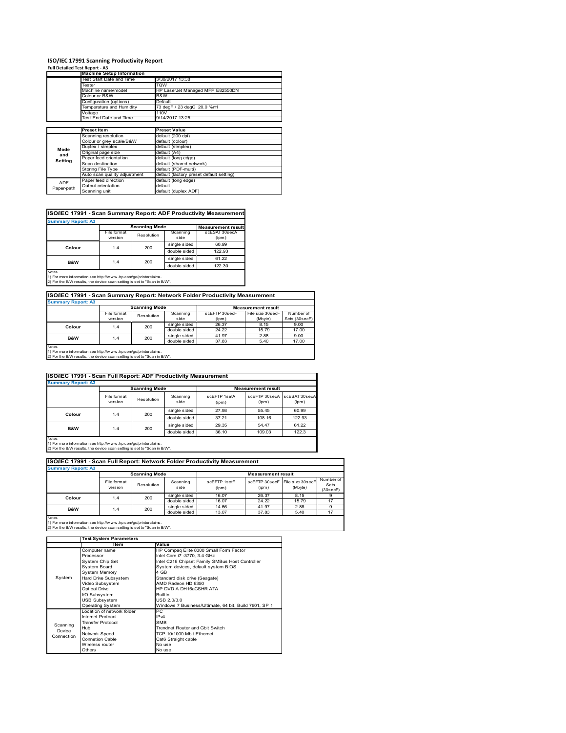# ISO/IEC 17991 Scanning Productivity Report

**Full Detailed Test Report - A3**

| | Machine Setup Information | |
|---|---|---|
| | Test Start Date and Time | 3/30/2017 13:38 |
| | Tester | TQW |
| | Machine name/model | HP LaserJet Managed MFP E82550DN |
| | Colour or B&W | B&W |
| | Configuration (options) | Default |
| | Temperature and Humidity | 73 degF / 23 degC 20.0 %rH |
| | Voltage | 110V |
| | Test End Date and Time | 9/14/2017 13:25 |

| | Preset Item | Preset Value |
|---|---|---|
| Mode and Setting | Scanning resolution | default (200 dpi) |
| | Colour or grey scale/B&W | default (colour) |
| | Duplex / simplex | default (simplex) |
| | Original page size | default (A4) |
| | Paper feed orientation | default (long edge) |
| | Scan destination | default (shared network) |
| | Storing File Type | default (PDF-multi) |
| | Auto scan quality adjustment | default (factory preset default setting) |
| ADF Paper-path | Paper feed direction | default (long edge) |
| | Output orientation | default |
| | Scanning unit | default (duplex ADF) |

## ISO/IEC 17991 - Scan Summary Report: ADF Productivity Measurement

**Summary Report: A3**

| | Scanning Mode | | | Measurement result |
|---|---|---|---|---|
| | File format version | Resolution | Scanning side | scESAT 30secA (ipm) |
| Colour | 1.4 | 200 | single sided | 60.99 |
| | | | double sided | 122.93 |
| B&W | 1.4 | 200 | single sided | 61.22 |
| | | | double sided | 122.30 |

Notes
1) For more information see http://w w w .hp.com/go/printerclaims.
2) For the B/W results, the device scan setting is set to "Scan in B/W".

## ISO/IEC 17991 - Scan Summary Report: Network Folder Productivity Measurement

**Summary Report: A3**

| | Scanning Mode | | | Measurement result | | |
|---|---|---|---|---|---|---|
| | File format version | Resolution | Scanning side | scEFTP 30secF (ipm) | File size 30secF (Mbyte) | Number of Sets (30secF) |
| Colour | 1.4 | 200 | single sided | 26.37 | 8.15 | 9.00 |
| | | | double sided | 24.22 | 15.79 | 17.00 |
| B&W | 1.4 | 200 | single sided | 41.97 | 2.88 | 9.00 |
| | | | double sided | 37.83 | 5.40 | 17.00 |

Notes
1) For more information see http://w w w .hp.com/go/printerclaims.
2) For the B/W results, the device scan setting is set to "Scan in B/W".

## ISO/IEC 17991 - Scan Full Report: ADF Productivity Measurement

**Summary Report: A3**

| | Scanning Mode | | | Measurement result | | |
|---|---|---|---|---|---|---|
| | File format version | Resolution | Scanning side | scEFTP 1setA (ipm) | scEFTP 30secA (ipm) | scESAT 30secA (ipm) |
| Colour | 1.4 | 200 | single sided | 27.98 | 55.45 | 60.99 |
| | | | double sided | 37.21 | 108.16 | 122.93 |
| B&W | 1.4 | 200 | single sided | 29.35 | 54.47 | 61.22 |
| | | | double sided | 36.10 | 109.03 | 122.3 |

Notes
1) For more information see http://w w w .hp.com/go/printerclaims.
2) For the B/W results, the device scan setting is set to "Scan in B/W".

## ISO/IEC 17991 - Scan Full Report: Network Folder Productivity Measurement

**Summary Report: A3**

| | Scanning Mode | | | Measurement result | | | |
|---|---|---|---|---|---|---|---|
| | File format version | Resolution | Scanning side | scEFTP 1setF (ipm) | scEFTP 30secF (ipm) | File size 30secF (Mbyte) | Number of Sets (30secF) |
| Colour | 1.4 | 200 | single sided | 16.07 | 26.37 | 8.15 | 9 |
| | | | double sided | 16.07 | 24.22 | 15.79 | 17 |
| B&W | 1.4 | 200 | single sided | 14.66 | 41.97 | 2.88 | 9 |
| | | | double sided | 13.07 | 37.83 | 5.40 | 17 |

Notes
1) For more information see http://w w w .hp.com/go/printerclaims.
2) For the B/W results, the device scan setting is set to "Scan in B/W".

| | Test System Parameters | |
|---|---|---|
| | Item | Value |
| System | Computer name | HP Compaq Elite 8300 Small Form Factor |
| | Processor | Intel Core i7 -3770, 3.4 GHz |
| | System Chip Set | Intel C216 Chipset Family SMBus Host Controller |
| | System Board | System devices, default system BIOS |
| | System Memory | 4 GB |
| | Hard Drive Subsystem | Standard disk drive (Seagate) |
| | Video Subsystem | AMD Radeon HD 6350 |
| | Optical Drive | HP DVD A DH16aCSHR ATA |
| | I/O Subsystem | Builtin |
| | USB Subsystem | USB 2.0/3.0 |
| | Operating System | Windows 7 Business/Ultimate, 64 bit, Build 7601, SP 1 |
| Scanning Device Connection | Location of network folder | PC |
| | Internet Protocol | IPv4 |
| | Transfer Protocol | SMB |
| | Hub | Trendnet Router and Gbit Switch |
| | Network Speed | TCP 10/1000 Mbit Ethernet |
| | Connetion Cable | Cat6 Straight cable |
| | Wireless router | No use |
| | Others | No use |